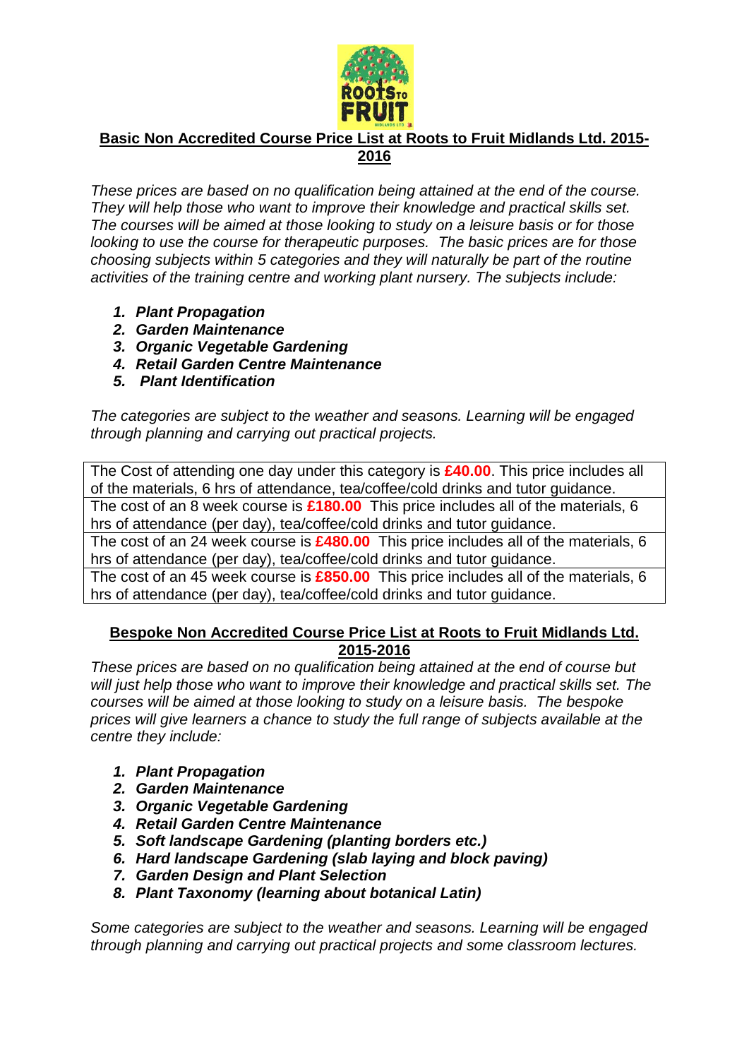## Basic Non Accredited Course Price List at Roots to Fruit Midlands Ltd. 2015-2016

*These prices are based on no qualification being attained at the end of the course. They will help those who want to improve their knowledge and practical skills set. The courses will be aimed at those looking to study on a leisure basis or for those looking to use the course for therapeutic purposes. The basic prices are for those choosing subjects within 5 categories and they will naturally be part of the routine activities of the training centre and working plant nursery. The subjects include:*

1. ***Plant Propagation***
2. ***Garden Maintenance***
3. ***Organic Vegetable Gardening***
4. ***Retail Garden Centre Maintenance***
5. ***Plant Identification***

*The categories are subject to the weather and seasons. Learning will be engaged through planning and carrying out practical projects.*

| |
|---|
| The Cost of attending one day under this category is **£40.00**. This price includes all of the materials, 6 hrs of attendance, tea/coffee/cold drinks and tutor guidance. |
| The cost of an 8 week course is **£180.00** This price includes all of the materials, 6 hrs of attendance (per day), tea/coffee/cold drinks and tutor guidance. |
| The cost of an 24 week course is **£480.00** This price includes all of the materials, 6 hrs of attendance (per day), tea/coffee/cold drinks and tutor guidance. |
| The cost of an 45 week course is **£850.00** This price includes all of the materials, 6 hrs of attendance (per day), tea/coffee/cold drinks and tutor guidance. |

## Bespoke Non Accredited Course Price List at Roots to Fruit Midlands Ltd. 2015-2016

*These prices are based on no qualification being attained at the end of course but will just help those who want to improve their knowledge and practical skills set. The courses will be aimed at those looking to study on a leisure basis. The bespoke prices will give learners a chance to study the full range of subjects available at the centre they include:*

1. ***Plant Propagation***
2. ***Garden Maintenance***
3. ***Organic Vegetable Gardening***
4. ***Retail Garden Centre Maintenance***
5. ***Soft landscape Gardening (planting borders etc.)***
6. ***Hard landscape Gardening (slab laying and block paving)***
7. ***Garden Design and Plant Selection***
8. ***Plant Taxonomy (learning about botanical Latin)***

*Some categories are subject to the weather and seasons. Learning will be engaged through planning and carrying out practical projects and some classroom lectures.*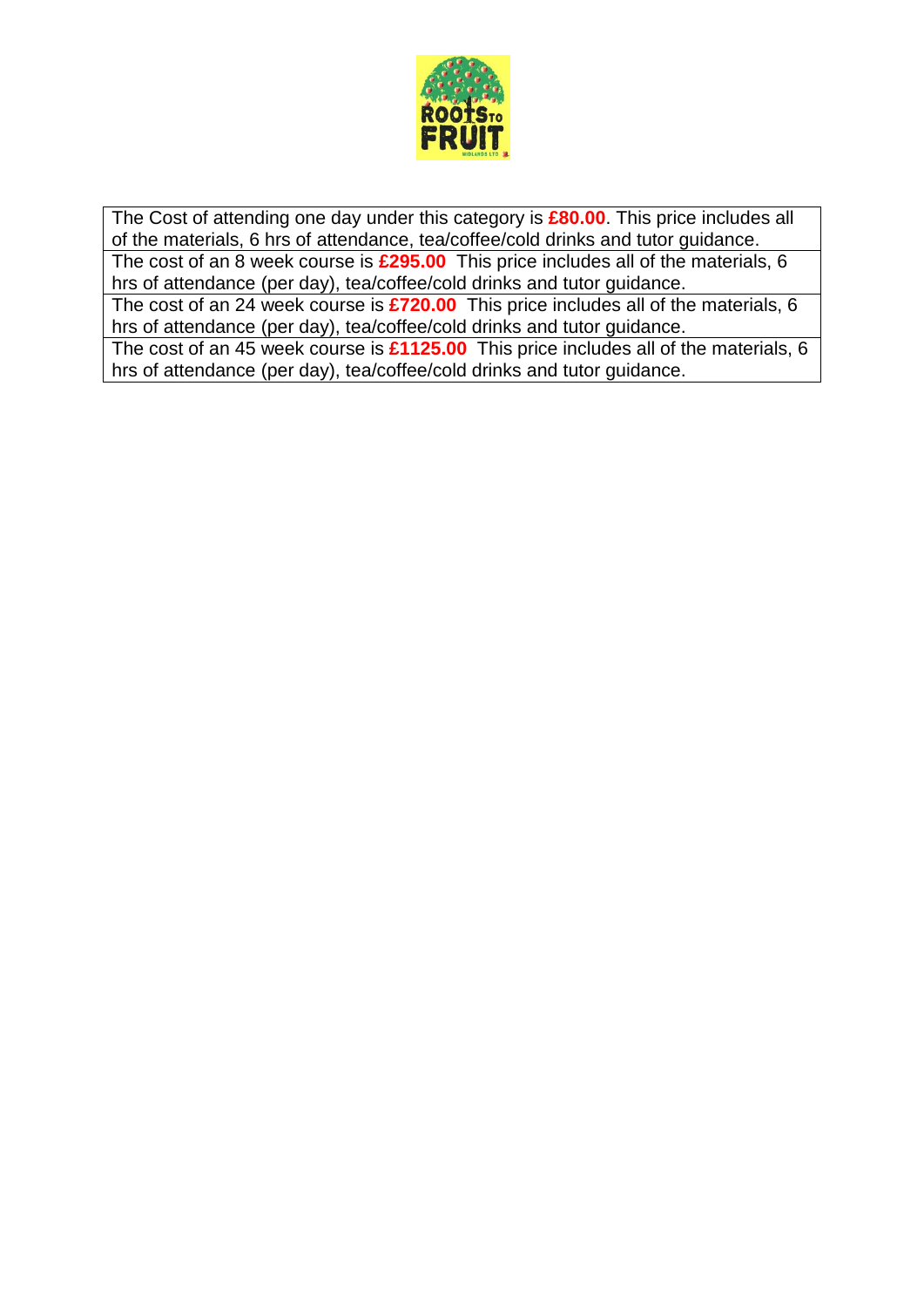| |
|---|
| The Cost of attending one day under this category is **£80.00**. This price includes all of the materials, 6 hrs of attendance, tea/coffee/cold drinks and tutor guidance. |
| The cost of an 8 week course is **£295.00**  This price includes all of the materials, 6 hrs of attendance (per day), tea/coffee/cold drinks and tutor guidance. |
| The cost of an 24 week course is **£720.00**  This price includes all of the materials, 6 hrs of attendance (per day), tea/coffee/cold drinks and tutor guidance. |
| The cost of an 45 week course is **£1125.00**  This price includes all of the materials, 6 hrs of attendance (per day), tea/coffee/cold drinks and tutor guidance. |